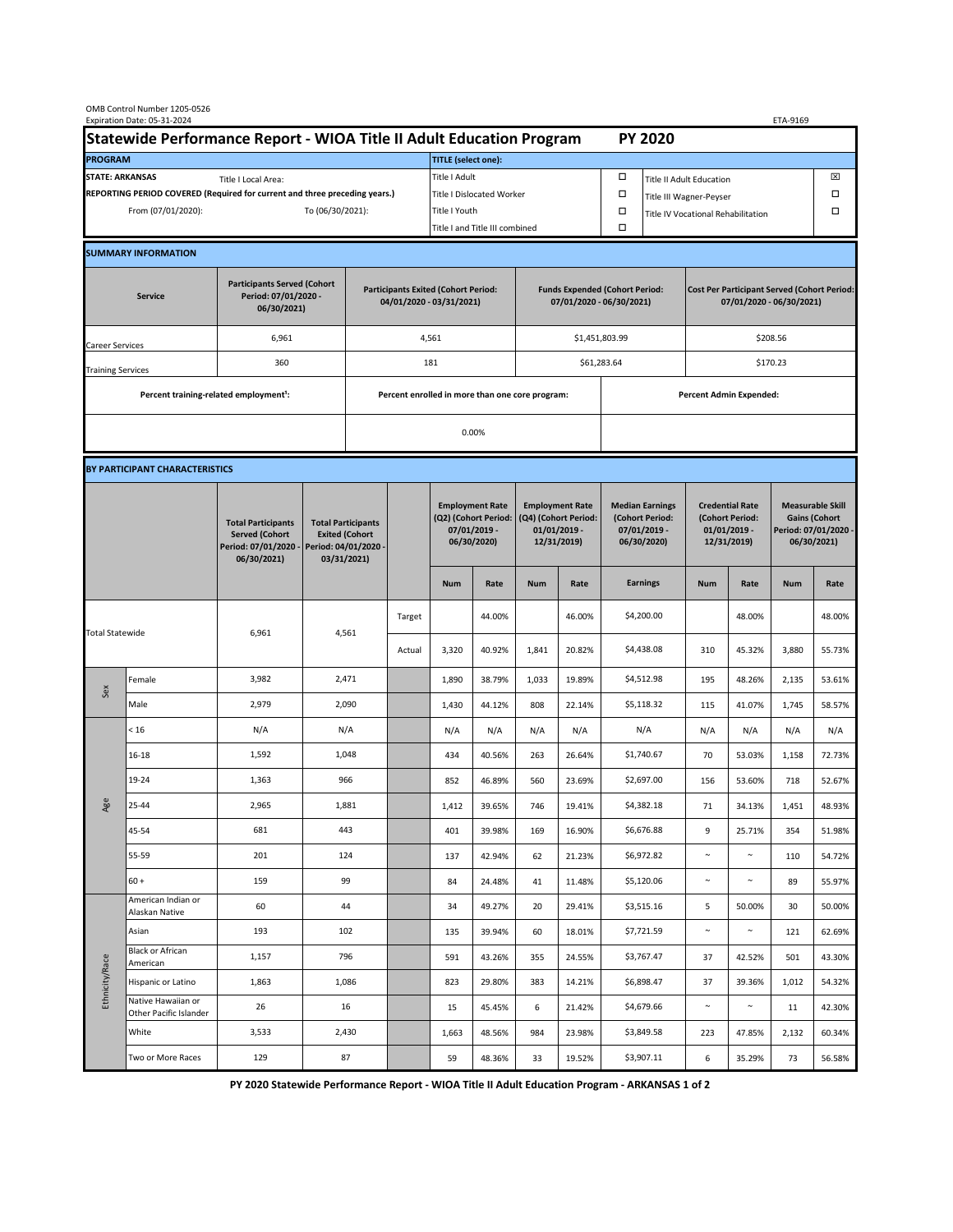OMB Control Number 1205-0526
Expiration Date: 05-31-2024

ETA-9169

# Statewide Performance Report - WIOA Title II Adult Education Program — PY 2020

| PROGRAM | | TITLE (select one): | | | |
|---|---|---|---|---|---|
| STATE: ARKANSAS | Title I Local Area: | Title I Adult | ☐ | Title II Adult Education | ☒ |
| REPORTING PERIOD COVERED (Required for current and three preceding years.) | | Title I Dislocated Worker | ☐ | Title III Wagner-Peyser | ☐ |
| From (07/01/2020): | To (06/30/2021): | Title I Youth | ☐ | Title IV Vocational Rehabilitation | ☐ |
| | | Title I and Title III combined | ☐ | | |

## SUMMARY INFORMATION

| Service | Participants Served (Cohort Period: 07/01/2020 - 06/30/2021) | Participants Exited (Cohort Period: 04/01/2020 - 03/31/2021) | Funds Expended (Cohort Period: 07/01/2020 - 06/30/2021) | Cost Per Participant Served (Cohort Period: 07/01/2020 - 06/30/2021) |
|---|---|---|---|---|
| Career Services | 6,961 | 4,561 | $1,451,803.99 | $208.56 |
| Training Services | 360 | 181 | $61,283.64 | $170.23 |

| Percent training-related employment[1]: | Percent enrolled in more than one core program: | Percent Admin Expended: |
|---|---|---|
| | 0.00% | |

## BY PARTICIPANT CHARACTERISTICS

| | | Total Participants Served (Cohort Period: 07/01/2020 - 06/30/2021) | Total Participants Exited (Cohort Period: 04/01/2020 - 03/31/2021) | | Employment Rate (Q2) (Cohort Period: 07/01/2019 - 06/30/2020) | | Employment Rate (Q4) (Cohort Period: 01/01/2019 - 12/31/2019) | | Median Earnings (Cohort Period: 07/01/2019 - 06/30/2020) | Credential Rate (Cohort Period: 01/01/2019 - 12/31/2019) | | Measurable Skill Gains (Cohort Period: 07/01/2020 - 06/30/2021) | |
|---|---|---|---|---|---|---|---|---|---|---|---|---|---|
| | | | | | Num | Rate | Num | Rate | Earnings | Num | Rate | Num | Rate |
| Total Statewide | | 6,961 | 4,561 | Target | | 44.00% | | 46.00% | $4,200.00 | | 48.00% | | 48.00% |
| | | | | Actual | 3,320 | 40.92% | 1,841 | 20.82% | $4,438.08 | 310 | 45.32% | 3,880 | 55.73% |
| Sex | Female | 3,982 | 2,471 | | 1,890 | 38.79% | 1,033 | 19.89% | $4,512.98 | 195 | 48.26% | 2,135 | 53.61% |
| | Male | 2,979 | 2,090 | | 1,430 | 44.12% | 808 | 22.14% | $5,118.32 | 115 | 41.07% | 1,745 | 58.57% |
| Age | < 16 | N/A | N/A | | N/A | N/A | N/A | N/A | N/A | N/A | N/A | N/A | N/A |
| | 16-18 | 1,592 | 1,048 | | 434 | 40.56% | 263 | 26.64% | $1,740.67 | 70 | 53.03% | 1,158 | 72.73% |
| | 19-24 | 1,363 | 966 | | 852 | 46.89% | 560 | 23.69% | $2,697.00 | 156 | 53.60% | 718 | 52.67% |
| | 25-44 | 2,965 | 1,881 | | 1,412 | 39.65% | 746 | 19.41% | $4,382.18 | 71 | 34.13% | 1,451 | 48.93% |
| | 45-54 | 681 | 443 | | 401 | 39.98% | 169 | 16.90% | $6,676.88 | 9 | 25.71% | 354 | 51.98% |
| | 55-59 | 201 | 124 | | 137 | 42.94% | 62 | 21.23% | $6,972.82 | ~ | ~ | 110 | 54.72% |
| | 60 + | 159 | 99 | | 84 | 24.48% | 41 | 11.48% | $5,120.06 | ~ | ~ | 89 | 55.97% |
| Ethnicity/Race | American Indian or Alaskan Native | 60 | 44 | | 34 | 49.27% | 20 | 29.41% | $3,515.16 | 5 | 50.00% | 30 | 50.00% |
| | Asian | 193 | 102 | | 135 | 39.94% | 60 | 18.01% | $7,721.59 | ~ | ~ | 121 | 62.69% |
| | Black or African American | 1,157 | 796 | | 591 | 43.26% | 355 | 24.55% | $3,767.47 | 37 | 42.52% | 501 | 43.30% |
| | Hispanic or Latino | 1,863 | 1,086 | | 823 | 29.80% | 383 | 14.21% | $6,898.47 | 37 | 39.36% | 1,012 | 54.32% |
| | Native Hawaiian or Other Pacific Islander | 26 | 16 | | 15 | 45.45% | 6 | 21.42% | $4,679.66 | ~ | ~ | 11 | 42.30% |
| | White | 3,533 | 2,430 | | 1,663 | 48.56% | 984 | 23.98% | $3,849.58 | 223 | 47.85% | 2,132 | 60.34% |
| | Two or More Races | 129 | 87 | | 59 | 48.36% | 33 | 19.52% | $3,907.11 | 6 | 35.29% | 73 | 56.58% |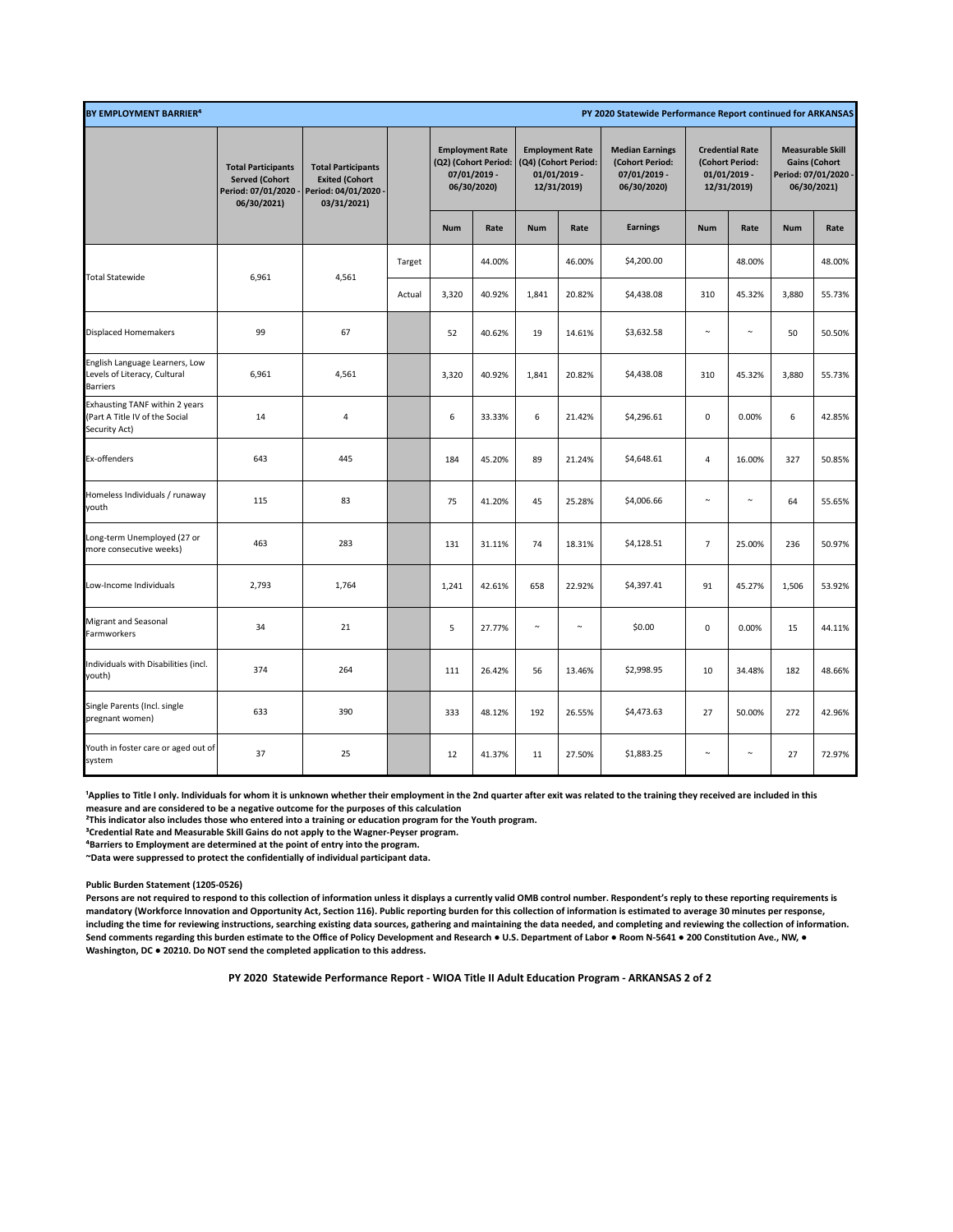**BY EMPLOYMENT BARRIER[4]** — **PY 2020 Statewide Performance Report continued for ARKANSAS**

| | Total Participants Served (Cohort Period: 07/01/2020 - 06/30/2021) | Total Participants Exited (Cohort Period: 04/01/2020 - 03/31/2021) | | Employment Rate (Q2) (Cohort Period: 07/01/2019 - 06/30/2020) | | Employment Rate (Q4) (Cohort Period: 01/01/2019 - 12/31/2019) | | Median Earnings (Cohort Period: 07/01/2019 - 06/30/2020) | Credential Rate (Cohort Period: 01/01/2019 - 12/31/2019) | | Measurable Skill Gains (Cohort Period: 07/01/2020 - 06/30/2021) | |
|---|---|---|---|---|---|---|---|---|---|---|---|---|
| | | | | Num | Rate | Num | Rate | Earnings | Num | Rate | Num | Rate |
| Total Statewide | 6,961 | 4,561 | Target | | 44.00% | | 46.00% | $4,200.00 | | 48.00% | | 48.00% |
| | | | Actual | 3,320 | 40.92% | 1,841 | 20.82% | $4,438.08 | 310 | 45.32% | 3,880 | 55.73% |
| Displaced Homemakers | 99 | 67 | | 52 | 40.62% | 19 | 14.61% | $3,632.58 | ~ | ~ | 50 | 50.50% |
| English Language Learners, Low Levels of Literacy, Cultural Barriers | 6,961 | 4,561 | | 3,320 | 40.92% | 1,841 | 20.82% | $4,438.08 | 310 | 45.32% | 3,880 | 55.73% |
| Exhausting TANF within 2 years (Part A Title IV of the Social Security Act) | 14 | 4 | | 6 | 33.33% | 6 | 21.42% | $4,296.61 | 0 | 0.00% | 6 | 42.85% |
| Ex-offenders | 643 | 445 | | 184 | 45.20% | 89 | 21.24% | $4,648.61 | 4 | 16.00% | 327 | 50.85% |
| Homeless Individuals / runaway youth | 115 | 83 | | 75 | 41.20% | 45 | 25.28% | $4,006.66 | ~ | ~ | 64 | 55.65% |
| Long-term Unemployed (27 or more consecutive weeks) | 463 | 283 | | 131 | 31.11% | 74 | 18.31% | $4,128.51 | 7 | 25.00% | 236 | 50.97% |
| Low-Income Individuals | 2,793 | 1,764 | | 1,241 | 42.61% | 658 | 22.92% | $4,397.41 | 91 | 45.27% | 1,506 | 53.92% |
| Migrant and Seasonal Farmworkers | 34 | 21 | | 5 | 27.77% | ~ | ~ | $0.00 | 0 | 0.00% | 15 | 44.11% |
| Individuals with Disabilities (incl. youth) | 374 | 264 | | 111 | 26.42% | 56 | 13.46% | $2,998.95 | 10 | 34.48% | 182 | 48.66% |
| Single Parents (Incl. single pregnant women) | 633 | 390 | | 333 | 48.12% | 192 | 26.55% | $4,473.63 | 27 | 50.00% | 272 | 42.96% |
| Youth in foster care or aged out of system | 37 | 25 | | 12 | 41.37% | 11 | 27.50% | $1,883.25 | ~ | ~ | 27 | 72.97% |

**[1]Applies to Title I only. Individuals for whom it is unknown whether their employment in the 2nd quarter after exit was related to the training they received are included in this measure and are considered to be a negative outcome for the purposes of this calculation**

**[2]This indicator also includes those who entered into a training or education program for the Youth program.**

**[3]Credential Rate and Measurable Skill Gains do not apply to the Wagner-Peyser program.**

**[4]Barriers to Employment are determined at the point of entry into the program.**

**~Data were suppressed to protect the confidentially of individual participant data.**

**Public Burden Statement (1205-0526)**

**Persons are not required to respond to this collection of information unless it displays a currently valid OMB control number. Respondent's reply to these reporting requirements is mandatory (Workforce Innovation and Opportunity Act, Section 116). Public reporting burden for this collection of information is estimated to average 30 minutes per response, including the time for reviewing instructions, searching existing data sources, gathering and maintaining the data needed, and completing and reviewing the collection of information. Send comments regarding this burden estimate to the Office of Policy Development and Research ● U.S. Department of Labor ● Room N-5641 ● 200 Constitution Ave., NW, ● Washington, DC ● 20210. Do NOT send the completed application to this address.**

**PY 2020 Statewide Performance Report - WIOA Title II Adult Education Program - ARKANSAS 2 of 2**